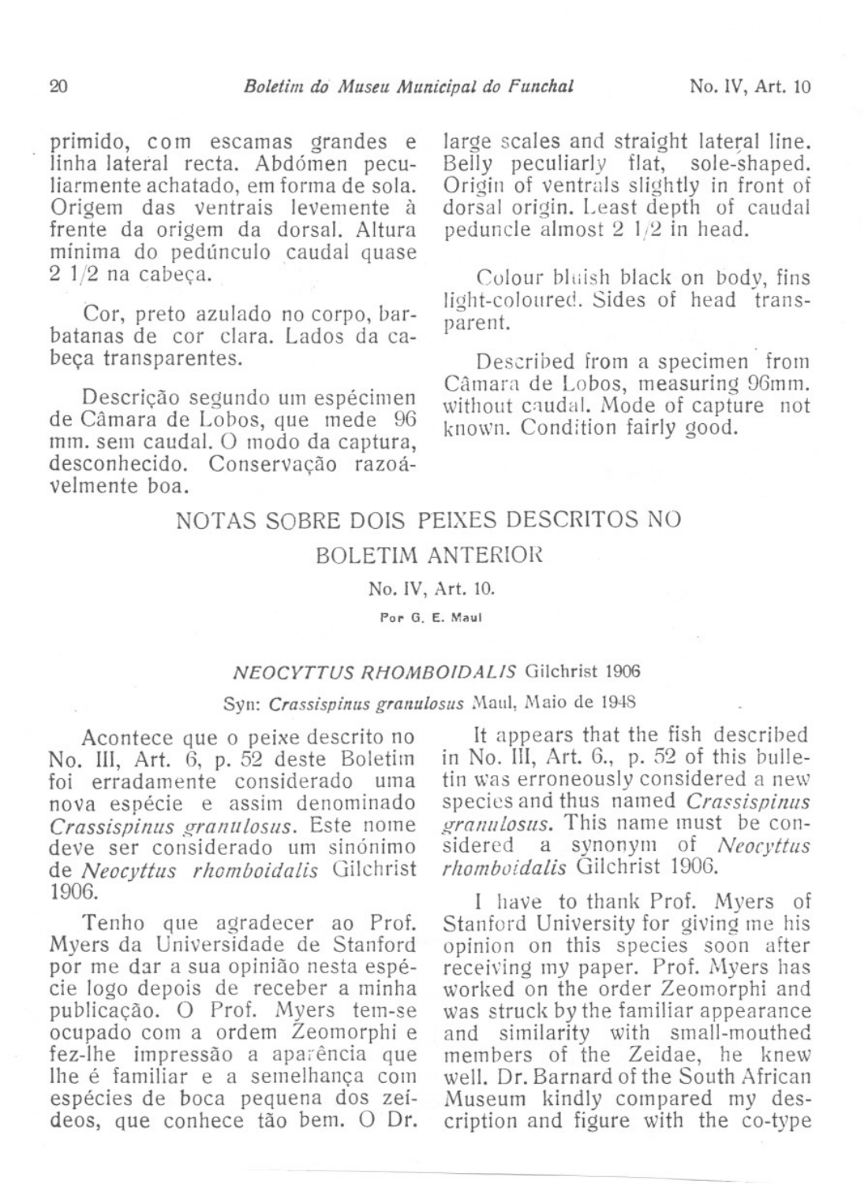primido, com escamas grandes e linha lateral recta. Abdómen peculiarmente achatado, em forma de sola. Origem das ventrais levemente à frente da origem da dorsal. Altura mínima do pedúnculo caudal quase 2 1/2 na cabeça.

Cor, preto azulado no corpo, barbatanas de cor clara. Lados da cabeça transparentes.

Descrição segundo um espécimen de Câmara de Lobos, que mede 96 mm. sem caudal. O modo da captura, desconhecido. Conservação razoávelmente boa.

large scales and straight lateral line. Belly peculiarly flat, sole-shaped. Origin of ventrals slightly in front of dorsal origin. Least depth of caudal peduncle almost 2 1/2 in head.

Colour bluish black on body, fins light-coloured. Sides of head transparent.

Described from a specimen from Câmara de Lobos, measuring 96mm. without caudal. Mode of capture not known. Condition fairly good.

## NOTAS SOBRE DOIS PEIXES DESCRITOS NO BOLETIM ANTERIOR

No. IV, Art. 10.

Por G. E. Maul

### *NEOCYTTUS RHOMBOIDALIS* Gilchrist 1906

Syn: *Crassispinus granulosus* Maul, Maio de 1948

Acontece que o peixe descrito no No. III, Art. 6, p. 52 deste Boletim foi erradamente considerado uma nova espécie e assim denominado *Crassispinus granulosus*. Este nome deve ser considerado um sinónimo de *Neocyttus rhomboidalis* Gilchrist 1906.

Tenho que agradecer ao Prof. Myers da Universidade de Stanford por me dar a sua opinião nesta espécie logo depois de receber a minha publicação. O Prof. Myers tem-se ocupado com a ordem Zeomorphi e fez-lhe impressão a aparência que lhe é familiar e a semelhança com espécies de boca pequena dos zeídeos, que conhece tão bem. O Dr.

It appears that the fish described in No. III, Art. 6., p. 52 of this bulletin was erroneously considered a new species and thus named *Crassispinus granulosus*. This name must be considered a synonym of *Neocyttus rhomboidalis* Gilchrist 1906.

I have to thank Prof. Myers of Stanford University for giving me his opinion on this species soon after receiving my paper. Prof. Myers has worked on the order Zeomorphi and was struck by the familiar appearance and similarity with small-mouthed members of the Zeidae, he knew well. Dr. Barnard of the South African Museum kindly compared my description and figure with the co-type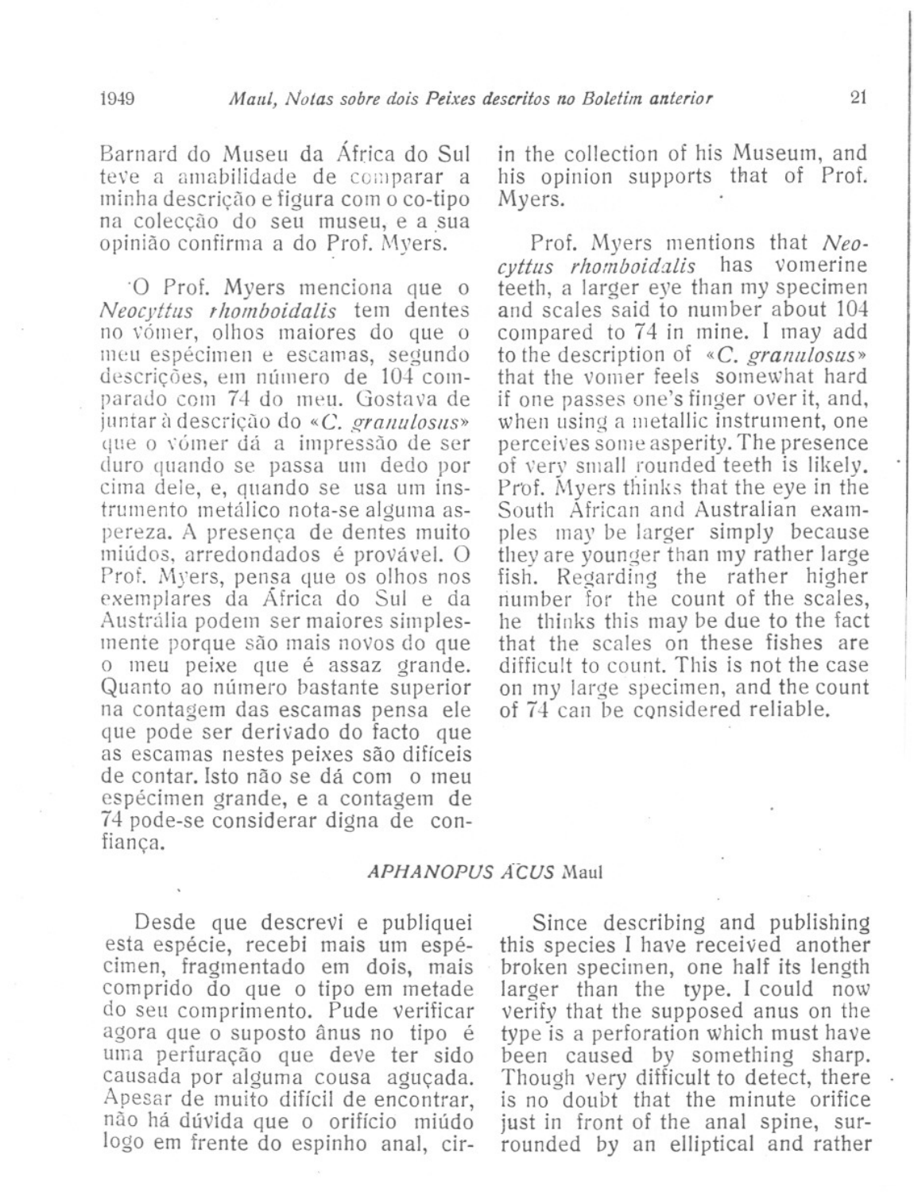Barnard do Museu da África do Sul teve a amabilidade de comparar a minha descrição e figura com o co-tipo na colecção do seu museu, e a sua opinião confirma a do Prof. Myers.

O Prof. Myers menciona que o *Neocyttus rhomboidalis* tem dentes no vómer, olhos maiores do que o meu espécimen e escamas, segundo descrições, em número de 104 comparado com 74 do meu. Gostava de juntar à descrição do «*C. granulosus*» que o vómer dá a impressão de ser duro quando se passa um dedo por cima dele, e, quando se usa um instrumento metálico nota-se alguma aspereza. A presença de dentes muito miúdos, arredondados é provável. O Prof. Myers, pensa que os olhos nos exemplares da África do Sul e da Austrália podem ser maiores simplesmente porque são mais novos do que o meu peixe que é assaz grande. Quanto ao número bastante superior na contagem das escamas pensa ele que pode ser derivado do facto que as escamas nestes peixes são difíceis de contar. Isto não se dá com o meu espécimen grande, e a contagem de 74 pode-se considerar digna de confiança.

in the collection of his Museum, and his opinion supports that of Prof. Myers.

Prof. Myers mentions that *Neocyttus rhomboidalis* has vomerine teeth, a larger eye than my specimen and scales said to number about 104 compared to 74 in mine. I may add to the description of «*C. granulosus*» that the vomer feels somewhat hard if one passes one's finger over it, and, when using a metallic instrument, one perceives some asperity. The presence of very small rounded teeth is likely. Prof. Myers thinks that the eye in the South African and Australian examples may be larger simply because they are younger than my rather large fish. Regarding the rather higher number for the count of the scales, he thinks this may be due to the fact that the scales on these fishes are difficult to count. This is not the case on my large specimen, and the count of 74 can be considered reliable.

## *APHANOPUS ACUS* Maul

Desde que descrevi e publiquei esta espécie, recebi mais um espécimen, fragmentado em dois, mais comprido do que o tipo em metade do seu comprimento. Pude verificar agora que o suposto ânus no tipo é uma perfuração que deve ter sido causada por alguma cousa aguçada. Apesar de muito difícil de encontrar, não há dúvida que o orifício miúdo logo em frente do espinho anal, cir-

Since describing and publishing this species I have received another broken specimen, one half its length larger than the type. I could now verify that the supposed anus on the type is a perforation which must have been caused by something sharp. Though very difficult to detect, there is no doubt that the minute orifice just in front of the anal spine, surrounded by an elliptical and rather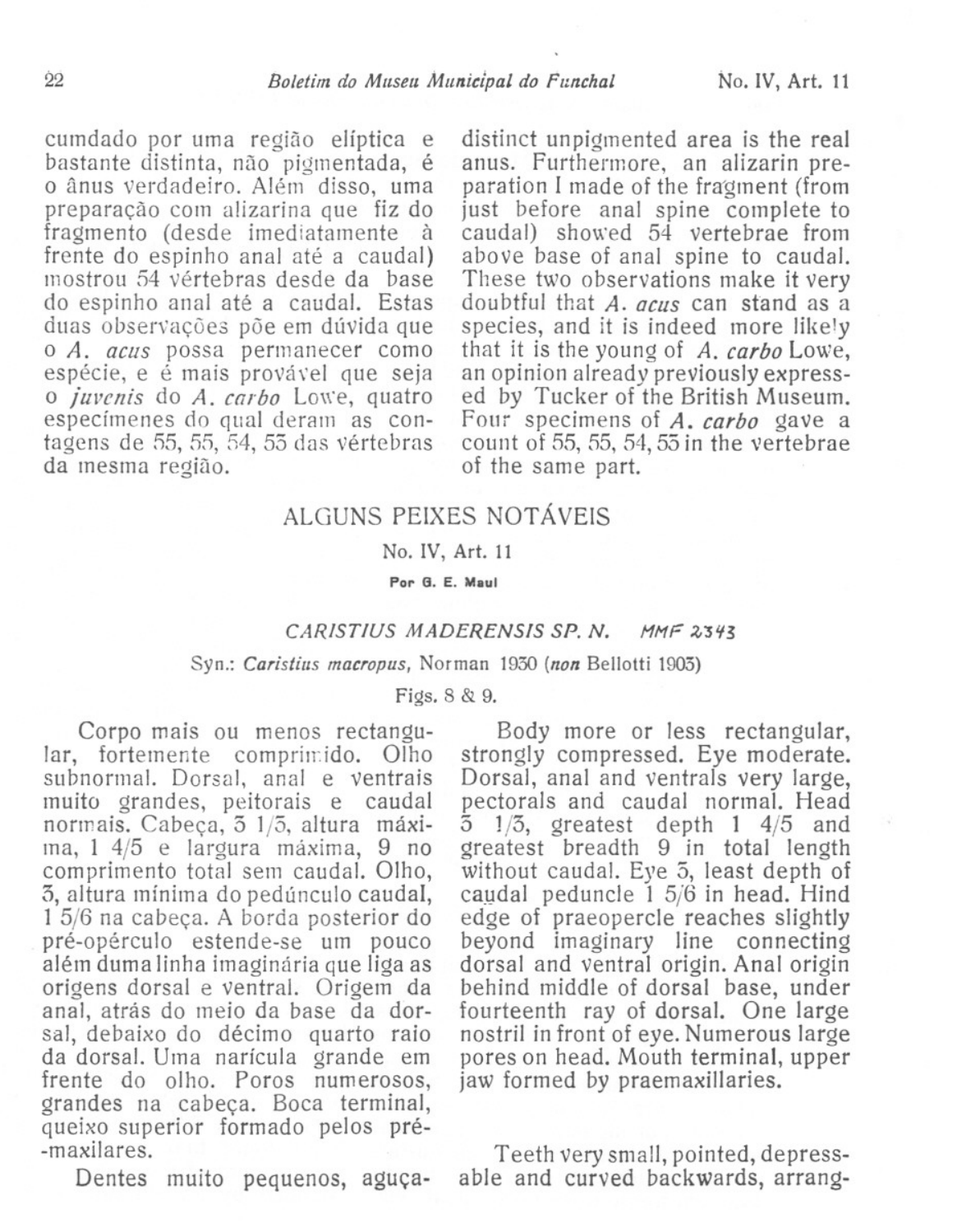cumdado por uma região elíptica e bastante distinta, não pigmentada, é o ânus verdadeiro. Além disso, uma preparação com alizarina que fiz do fragmento (desde imediatamente à frente do espinho anal até a caudal) mostrou 54 vértebras desde da base do espinho anal até a caudal. Estas duas observações põe em dúvida que o *A. acus* possa permanecer como espécie, e é mais provável que seja o *juvenis* do *A. carbo* Lowe, quatro especímenes do qual deram as contagens de 55, 55, 54, 53 das vértebras da mesma região.

distinct unpigmented area is the real anus. Furthermore, an alizarin preparation I made of the fragment (from just before anal spine complete to caudal) showed 54 vertebrae from above base of anal spine to caudal. These two observations make it very doubtful that *A. acus* can stand as a species, and it is indeed more likely that it is the young of *A. carbo* Lowe, an opinion already previously expressed by Tucker of the British Museum. Four specimens of *A. carbo* gave a count of 55, 55, 54, 53 in the vertebrae of the same part.

## ALGUNS PEIXES NOTÁVEIS

No. IV, Art. 11

**Por G. E. Maul**

### *CARISTIUS MADERENSIS SP. N.* MMF 2343

Syn.: *Caristius macropus*, Norman 1930 (***non*** Bellotti 1903)

Figs. 8 & 9.

Corpo mais ou menos rectangular, fortemente comprimido. Olho subnormal. Dorsal, anal e ventrais muito grandes, peitorais e caudal normais. Cabeça, 3 1/3, altura máxima, 1 4/5 e largura máxima, 9 no comprimento total sem caudal. Olho, 3, altura mínima do pedúnculo caudal, 1 5/6 na cabeça. A borda posterior do pré-opérculo estende-se um pouco além duma linha imaginária que liga as origens dorsal e ventral. Origem da anal, atrás do meio da base da dorsal, debaixo do décimo quarto raio da dorsal. Uma narícula grande em frente do olho. Poros numerosos, grandes na cabeça. Boca terminal, queixo superior formado pelos pré-maxilares.

Dentes muito pequenos, aguça-

Body more or less rectangular, strongly compressed. Eye moderate. Dorsal, anal and ventrals very large, pectorals and caudal normal. Head 3 1/3, greatest depth 1 4/5 and greatest breadth 9 in total length without caudal. Eye 3, least depth of caudal peduncle 1 5/6 in head. Hind edge of praeopercle reaches slightly beyond imaginary line connecting dorsal and ventral origin. Anal origin behind middle of dorsal base, under fourteenth ray of dorsal. One large nostril in front of eye. Numerous large pores on head. Mouth terminal, upper jaw formed by praemaxillaries.

Teeth very small, pointed, depressable and curved backwards, arrang-